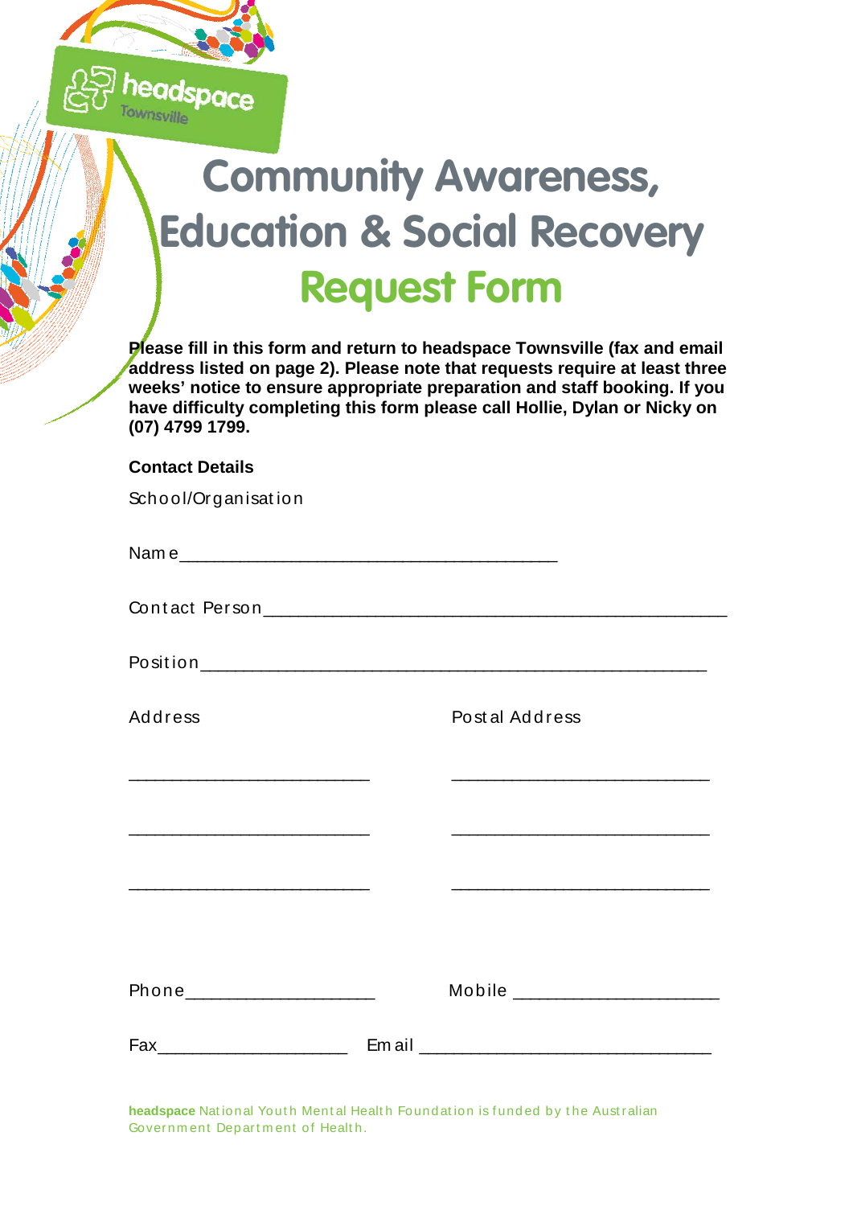headspace Townsville

# Community Awareness, Education & Social Recovery

## Request Form

**Please fill in this form and return to headspace Townsville (fax and email address listed on page 2). Please note that requests require at least three weeks' notice to ensure appropriate preparation and staff booking. If you have difficulty completing this form please call Hollie, Dylan or Nicky on (07) 4799 1799.**

**Contact Details**

School/Organisation

Name ________________________________________

Contact Person __________________________________________________

Position _______________________________________________________

Address

__________________________

__________________________

__________________________

Postal Address

___________________________

___________________________

___________________________

Phone ____________________ Mobile ______________________

Fax ____________________ Email _______________________________

**headspace** National Youth Mental Health Foundation is funded by the Australian Government Department of Health.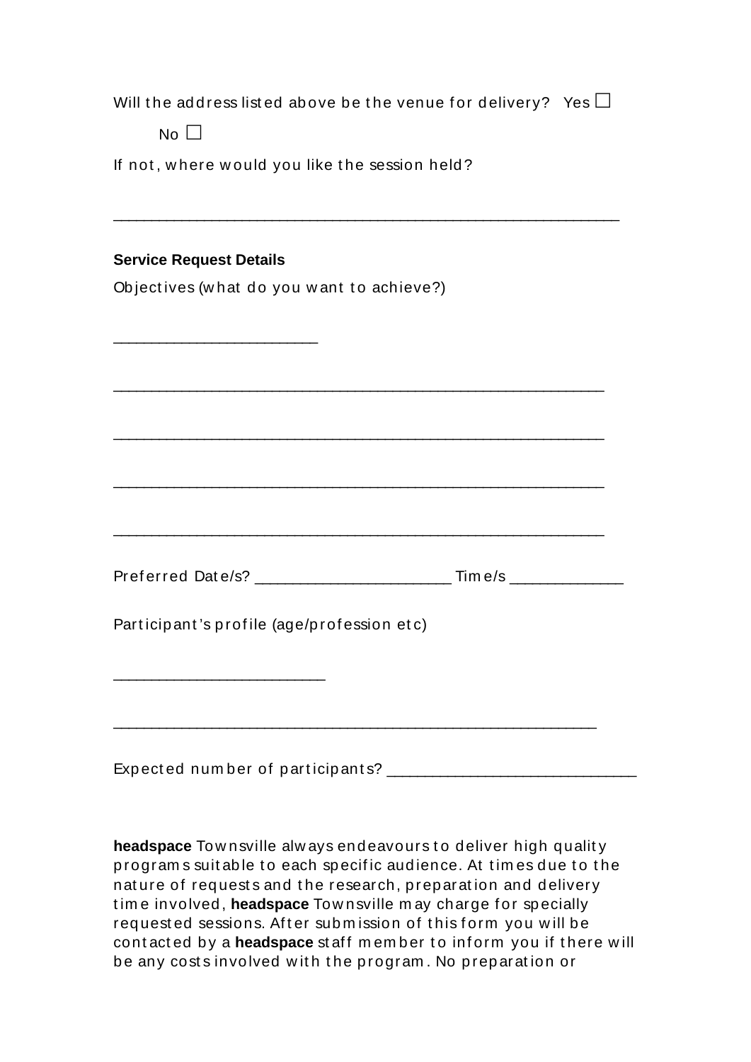Will the address listed above be the venue for delivery? Yes ☐

No ☐

If not, where would you like the session held?

________________________________________________________________

**Service Request Details**

Objectives (what do you want to achieve?)

__________________________

______________________________________________________________

______________________________________________________________

______________________________________________________________

______________________________________________________________

Preferred Date/s? ________________________ Time/s ______________

Participant's profile (age/profession etc)

___________________________

_____________________________________________________________

Expected number of participants? ______________________________

**headspace** Townsville always endeavours to deliver high quality programs suitable to each specific audience. At times due to the nature of requests and the research, preparation and delivery time involved, **headspace** Townsville may charge for specially requested sessions. After submission of this form you will be contacted by a **headspace** staff member to inform you if there will be any costs involved with the program. No preparation or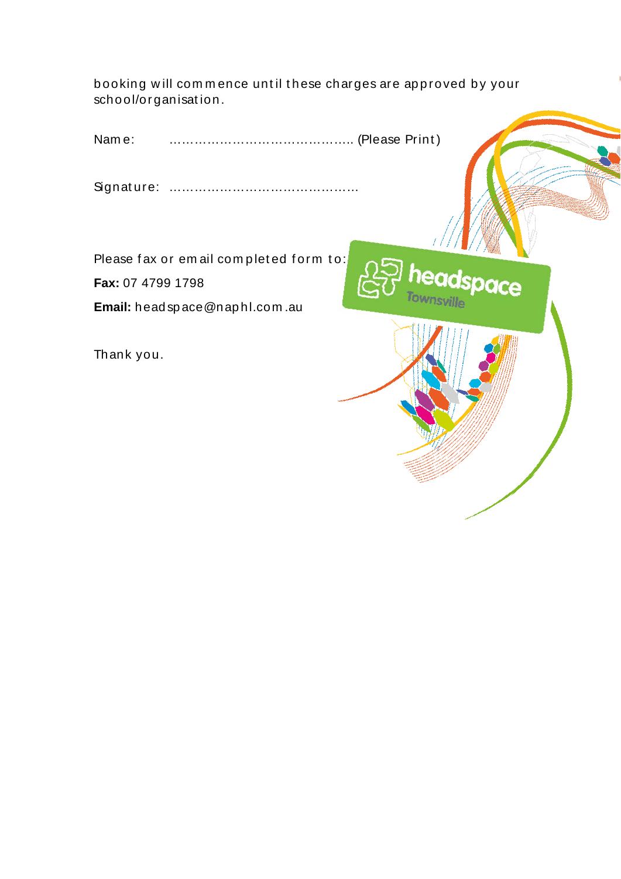booking will commence until these charges are approved by your school/organisation.

Name: ……………………………………… (Please Print)

Signature: ………………………………………

Please fax or email completed form to:

**Fax:** 07 4799 1798

**Email:** headspace@naphl.com.au

Thank you.